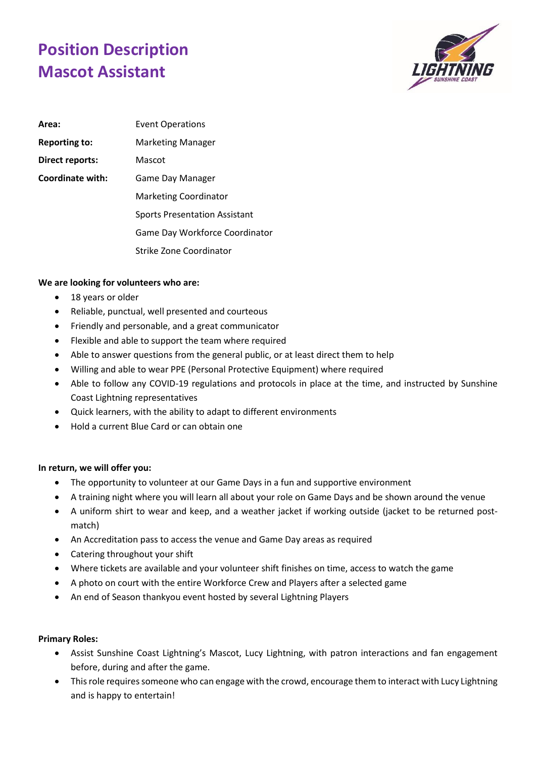# Position Description
# Mascot Assistant

| | |
|---|---|
| **Area:** | Event Operations |
| **Reporting to:** | Marketing Manager |
| **Direct reports:** | Mascot |
| **Coordinate with:** | Game Day Manager |
| | Marketing Coordinator |
| | Sports Presentation Assistant |
| | Game Day Workforce Coordinator |
| | Strike Zone Coordinator |

**We are looking for volunteers who are:**

- 18 years or older
- Reliable, punctual, well presented and courteous
- Friendly and personable, and a great communicator
- Flexible and able to support the team where required
- Able to answer questions from the general public, or at least direct them to help
- Willing and able to wear PPE (Personal Protective Equipment) where required
- Able to follow any COVID-19 regulations and protocols in place at the time, and instructed by Sunshine Coast Lightning representatives
- Quick learners, with the ability to adapt to different environments
- Hold a current Blue Card or can obtain one

**In return, we will offer you:**

- The opportunity to volunteer at our Game Days in a fun and supportive environment
- A training night where you will learn all about your role on Game Days and be shown around the venue
- A uniform shirt to wear and keep, and a weather jacket if working outside (jacket to be returned post-match)
- An Accreditation pass to access the venue and Game Day areas as required
- Catering throughout your shift
- Where tickets are available and your volunteer shift finishes on time, access to watch the game
- A photo on court with the entire Workforce Crew and Players after a selected game
- An end of Season thankyou event hosted by several Lightning Players

**Primary Roles:**

- Assist Sunshine Coast Lightning's Mascot, Lucy Lightning, with patron interactions and fan engagement before, during and after the game.
- This role requires someone who can engage with the crowd, encourage them to interact with Lucy Lightning and is happy to entertain!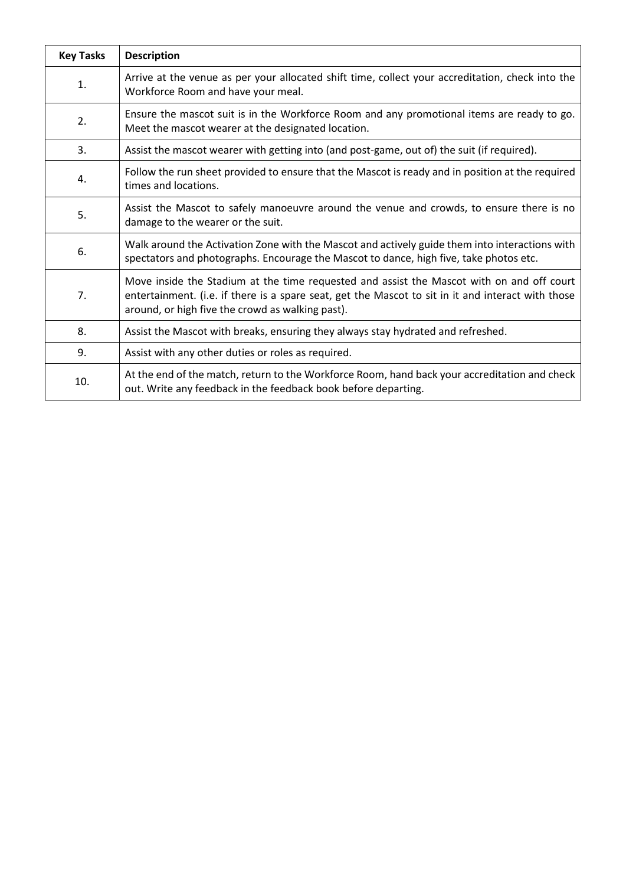| Key Tasks | Description |
|---|---|
| 1. | Arrive at the venue as per your allocated shift time, collect your accreditation, check into the Workforce Room and have your meal. |
| 2. | Ensure the mascot suit is in the Workforce Room and any promotional items are ready to go. Meet the mascot wearer at the designated location. |
| 3. | Assist the mascot wearer with getting into (and post-game, out of) the suit (if required). |
| 4. | Follow the run sheet provided to ensure that the Mascot is ready and in position at the required times and locations. |
| 5. | Assist the Mascot to safely manoeuvre around the venue and crowds, to ensure there is no damage to the wearer or the suit. |
| 6. | Walk around the Activation Zone with the Mascot and actively guide them into interactions with spectators and photographs. Encourage the Mascot to dance, high five, take photos etc. |
| 7. | Move inside the Stadium at the time requested and assist the Mascot with on and off court entertainment. (i.e. if there is a spare seat, get the Mascot to sit in it and interact with those around, or high five the crowd as walking past). |
| 8. | Assist the Mascot with breaks, ensuring they always stay hydrated and refreshed. |
| 9. | Assist with any other duties or roles as required. |
| 10. | At the end of the match, return to the Workforce Room, hand back your accreditation and check out. Write any feedback in the feedback book before departing. |